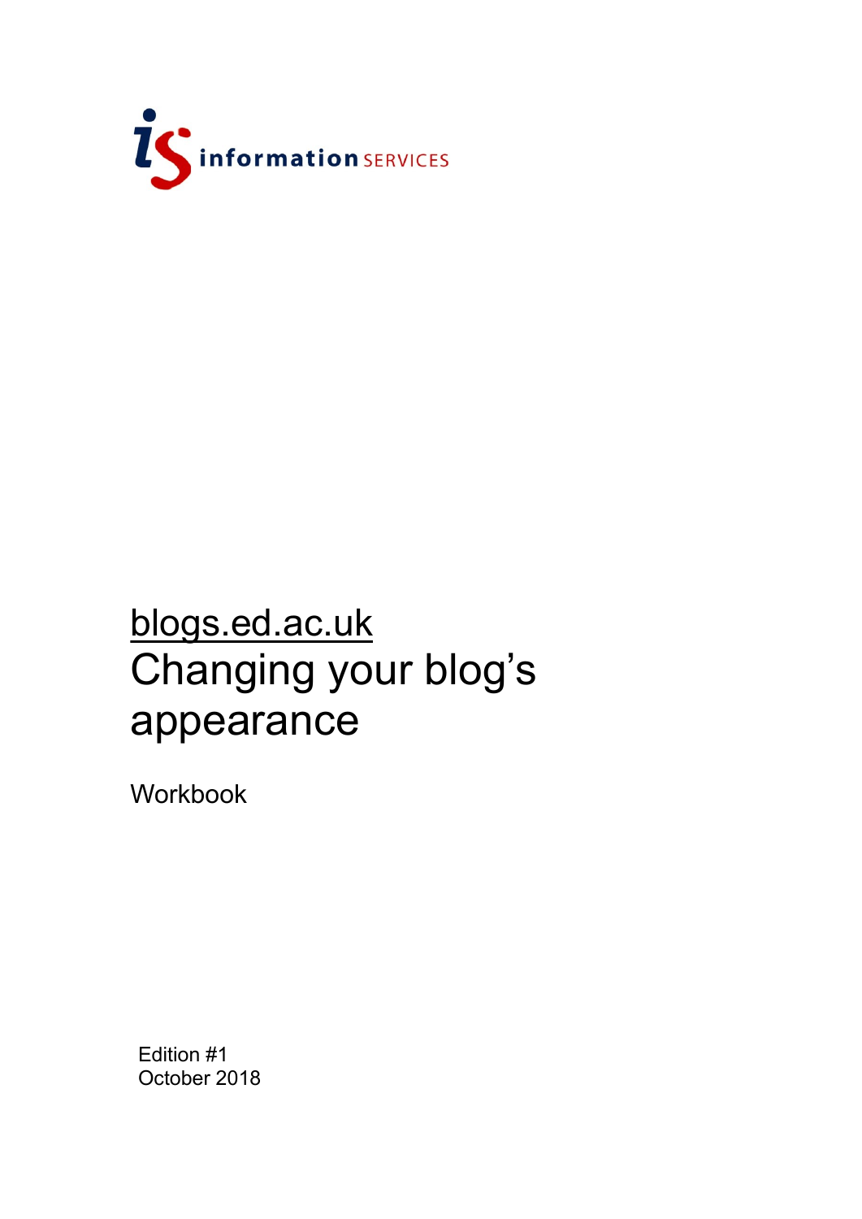information SERVICES

# blogs.ed.ac.uk
# Changing your blog's appearance

Workbook

Edition #1
October 2018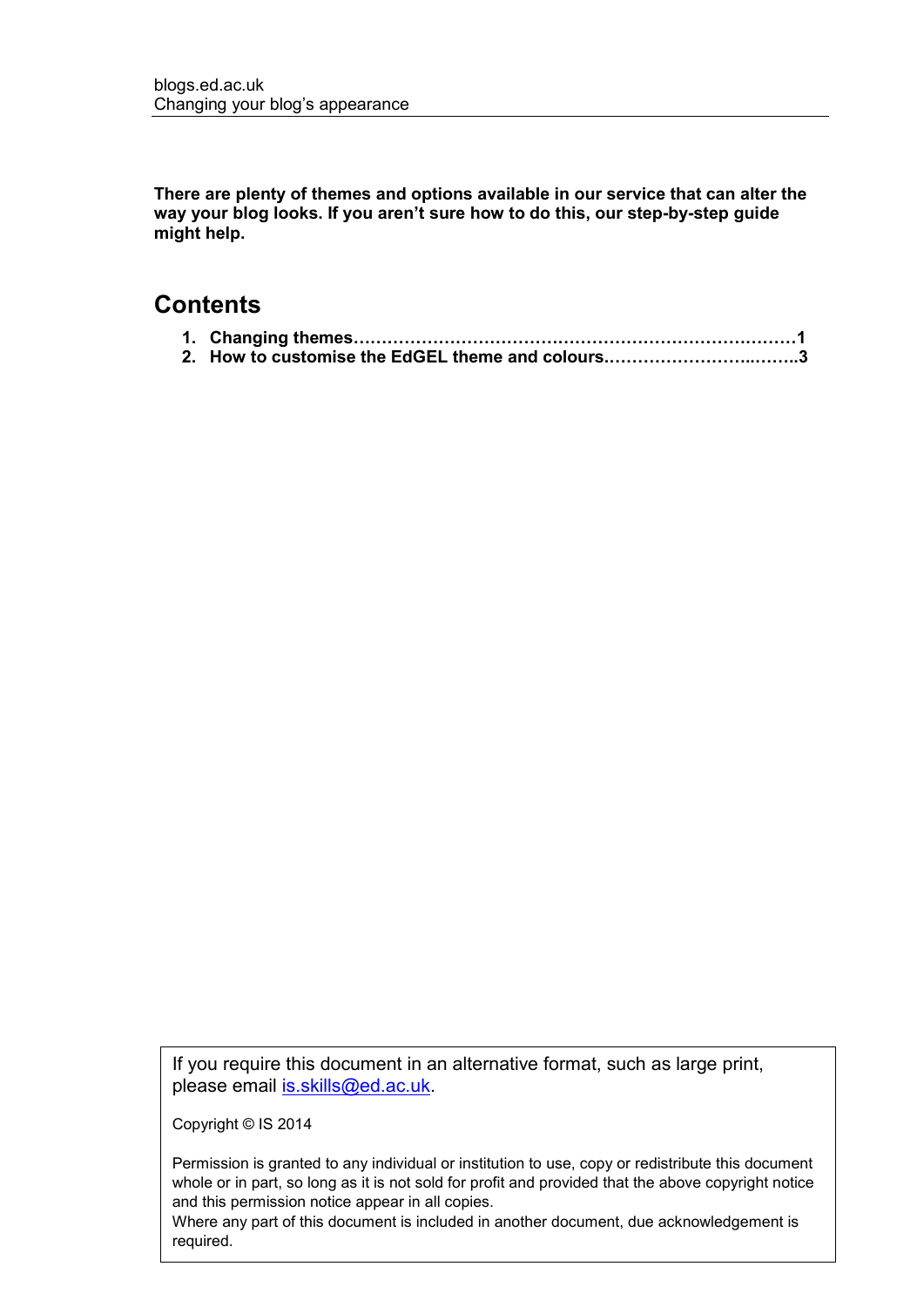**There are plenty of themes and options available in our service that can alter the way your blog looks. If you aren't sure how to do this, our step-by-step guide might help.**

## Contents

1. **Changing themes…………………………………………………………………1**
2. **How to customise the EdGEL theme and colours………………………..……..3**

If you require this document in an alternative format, such as large print, please email [is.skills@ed.ac.uk](mailto:is.skills@ed.ac.uk).

Copyright © IS 2014

Permission is granted to any individual or institution to use, copy or redistribute this document whole or in part, so long as it is not sold for profit and provided that the above copyright notice and this permission notice appear in all copies.
Where any part of this document is included in another document, due acknowledgement is required.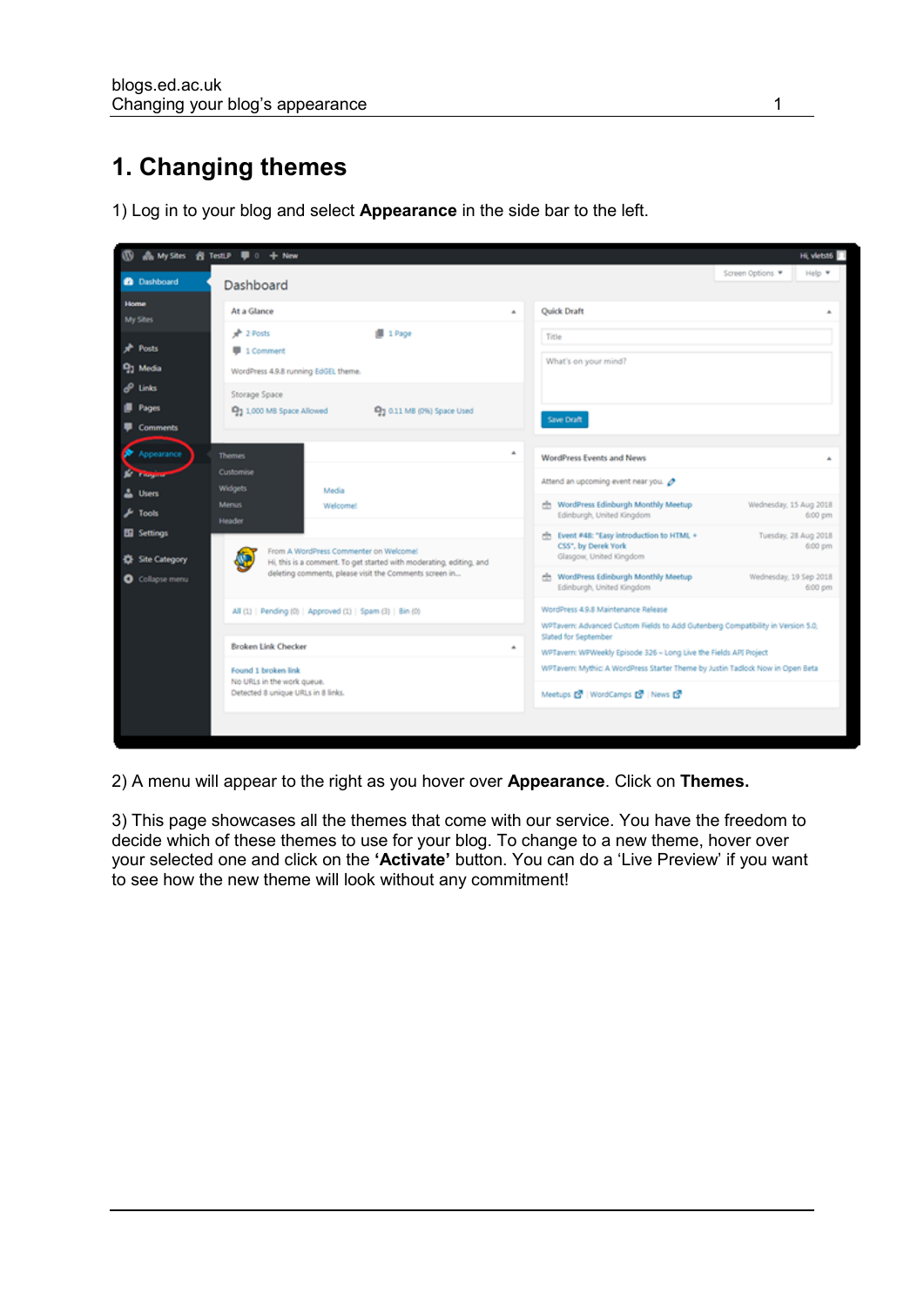# 1. Changing themes

1) Log in to your blog and select **Appearance** in the side bar to the left.

2) A menu will appear to the right as you hover over **Appearance**. Click on **Themes.**

3) This page showcases all the themes that come with our service. You have the freedom to decide which of these themes to use for your blog. To change to a new theme, hover over your selected one and click on the **'Activate'** button. You can do a 'Live Preview' if you want to see how the new theme will look without any commitment!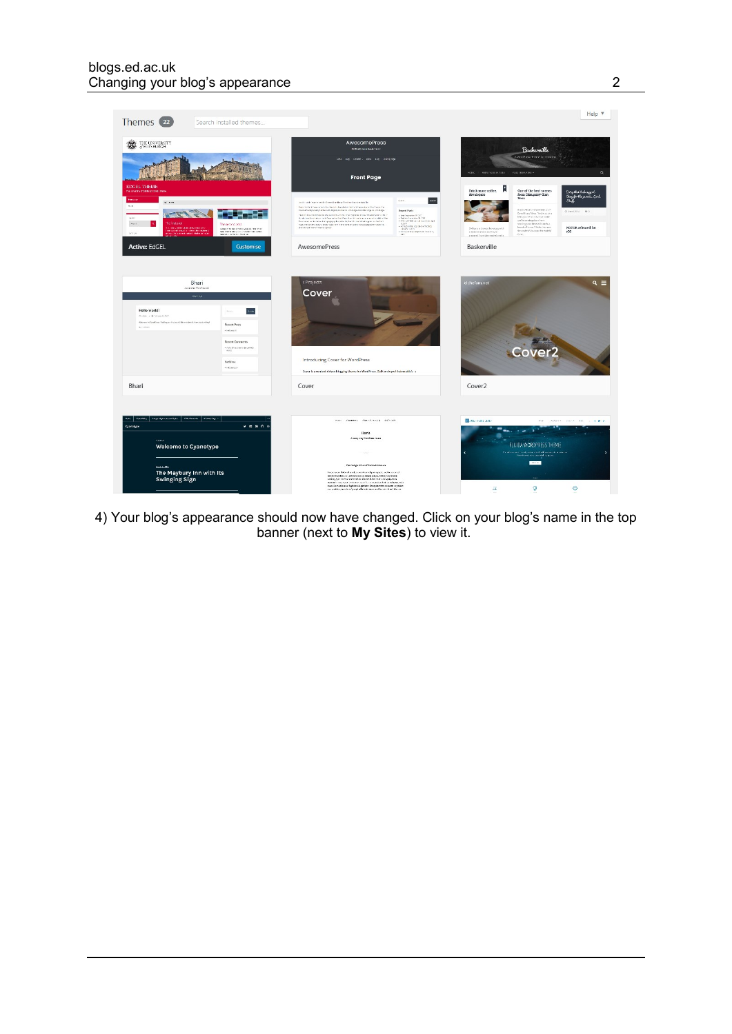4) Your blog's appearance should now have changed. Click on your blog's name in the top banner (next to **My Sites**) to view it.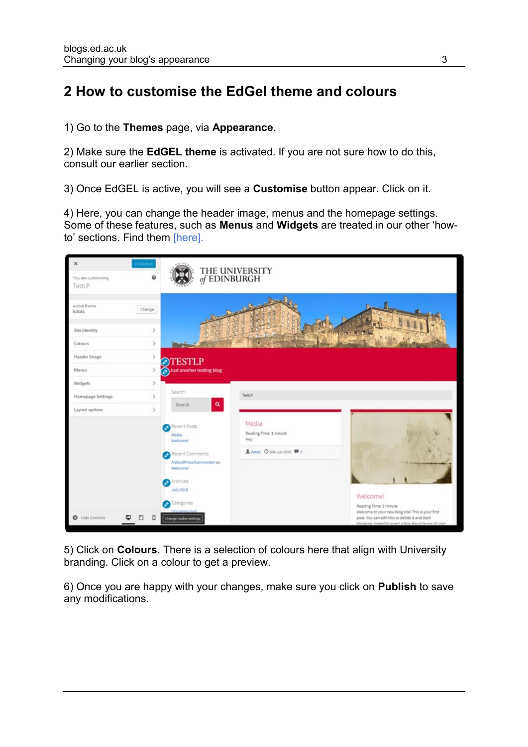## 2 How to customise the EdGel theme and colours

1) Go to the **Themes** page, via **Appearance**.

2) Make sure the **EdGEL theme** is activated. If you are not sure how to do this, consult our earlier section.

3) Once EdGEL is active, you will see a **Customise** button appear. Click on it.

4) Here, you can change the header image, menus and the homepage settings. Some of these features, such as **Menus** and **Widgets** are treated in our other 'how-to' sections. Find them [here].

5) Click on **Colours**. There is a selection of colours here that align with University branding. Click on a colour to get a preview.

6) Once you are happy with your changes, make sure you click on **Publish** to save any modifications.